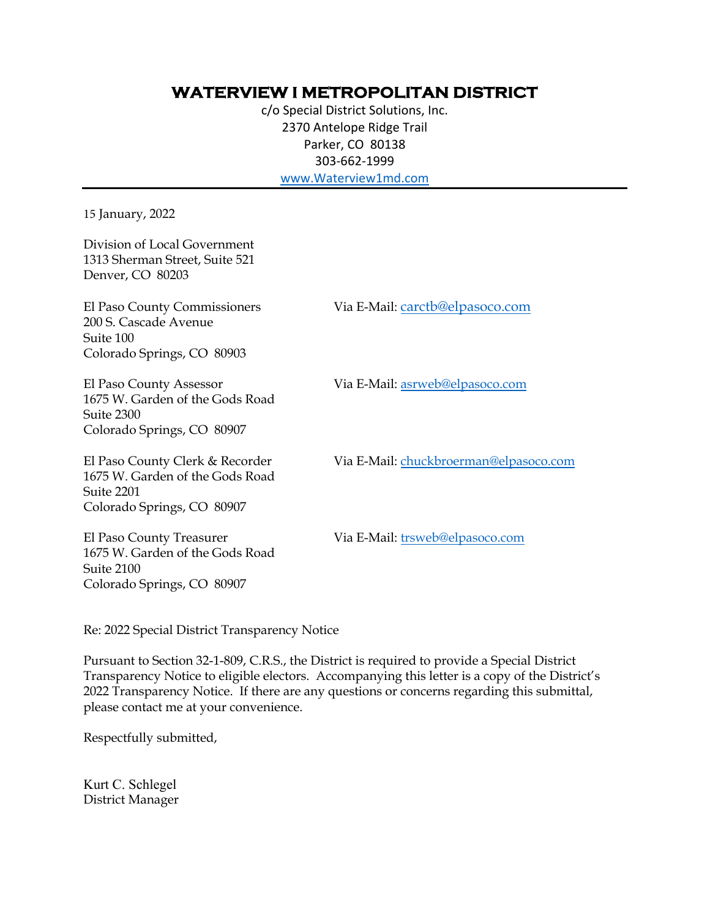# WATERVIEW I METROPOLITAN DISTRICT

c/o Special District Solutions, Inc.
2370 Antelope Ridge Trail
Parker, CO 80138
303-662-1999
www.Waterview1md.com

---

15 January, 2022

Division of Local Government
1313 Sherman Street, Suite 521
Denver, CO 80203

El Paso County Commissioners
200 S. Cascade Avenue
Suite 100
Colorado Springs, CO 80903

Via E-Mail: carctb@elpasoco.com

El Paso County Assessor
1675 W. Garden of the Gods Road
Suite 2300
Colorado Springs, CO 80907

Via E-Mail: asrweb@elpasoco.com

El Paso County Clerk & Recorder
1675 W. Garden of the Gods Road
Suite 2201
Colorado Springs, CO 80907

Via E-Mail: chuckbroerman@elpasoco.com

El Paso County Treasurer
1675 W. Garden of the Gods Road
Suite 2100
Colorado Springs, CO 80907

Via E-Mail: trsweb@elpasoco.com

Re: 2022 Special District Transparency Notice

Pursuant to Section 32-1-809, C.R.S., the District is required to provide a Special District Transparency Notice to eligible electors. Accompanying this letter is a copy of the District's 2022 Transparency Notice. If there are any questions or concerns regarding this submittal, please contact me at your convenience.

Respectfully submitted,

Kurt C. Schlegel
District Manager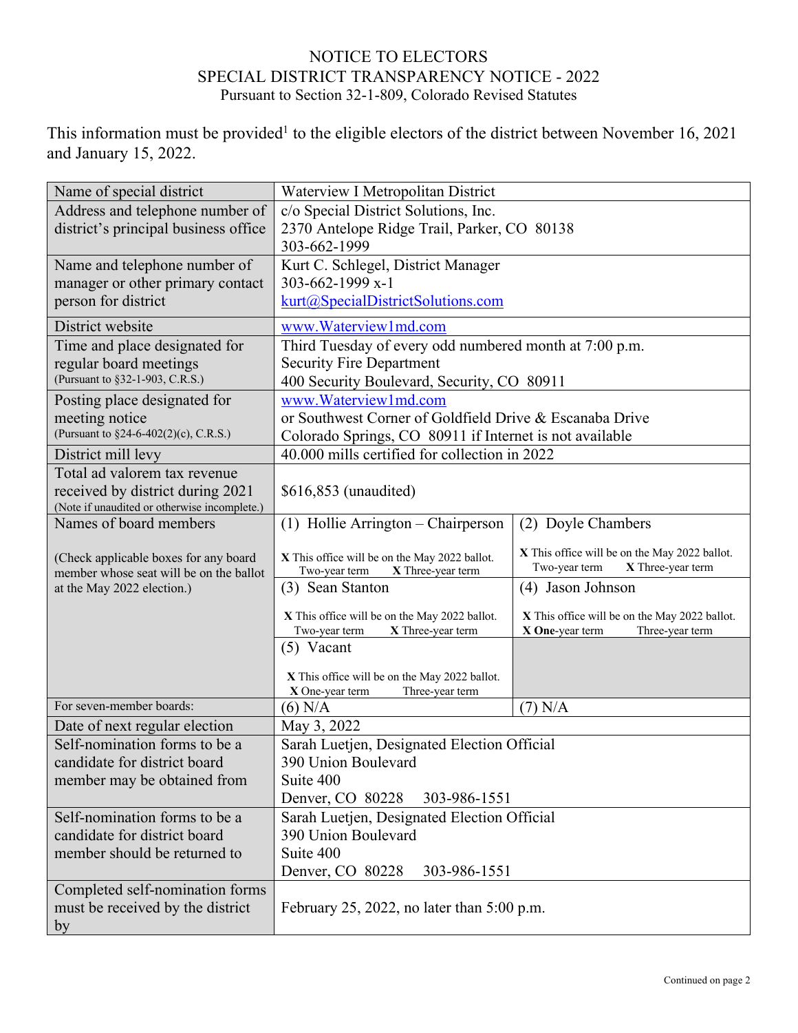NOTICE TO ELECTORS
SPECIAL DISTRICT TRANSPARENCY NOTICE - 2022
Pursuant to Section 32-1-809, Colorado Revised Statutes

This information must be provided[1] to the eligible electors of the district between November 16, 2021 and January 15, 2022.

| | | |
|---|---|---|
| Name of special district | Waterview I Metropolitan District | |
| Address and telephone number of district's principal business office | c/o Special District Solutions, Inc.<br>2370 Antelope Ridge Trail, Parker, CO 80138<br>303-662-1999 | |
| Name and telephone number of manager or other primary contact person for district | Kurt C. Schlegel, District Manager<br>303-662-1999 x-1<br>kurt@SpecialDistrictSolutions.com | |
| District website | www.Waterview1md.com | |
| Time and place designated for regular board meetings<br>(Pursuant to §32-1-903, C.R.S.) | Third Tuesday of every odd numbered month at 7:00 p.m.<br>Security Fire Department<br>400 Security Boulevard, Security, CO 80911 | |
| Posting place designated for meeting notice<br>(Pursuant to §24-6-402(2)(c), C.R.S.) | www.Waterview1md.com<br>or Southwest Corner of Goldfield Drive & Escanaba Drive<br>Colorado Springs, CO 80911 if Internet is not available | |
| District mill levy | 40.000 mills certified for collection in 2022 | |
| Total ad valorem tax revenue received by district during 2021<br>(Note if unaudited or otherwise incomplete.) | $616,853 (unaudited) | |
| Names of board members<br><br>(Check applicable boxes for any board member whose seat will be on the ballot at the May 2022 election.) | (1) Hollie Arrington – Chairperson<br><br>X This office will be on the May 2022 ballot.<br>Two-year term X Three-year term | (2) Doyle Chambers<br><br>X This office will be on the May 2022 ballot.<br>Two-year term X Three-year term |
| | (3) Sean Stanton<br><br>X This office will be on the May 2022 ballot.<br>Two-year term X Three-year term | (4) Jason Johnson<br><br>X This office will be on the May 2022 ballot.<br>X One-year term Three-year term |
| | (5) Vacant<br><br>X This office will be on the May 2022 ballot.<br>X One-year term Three-year term | |
| For seven-member boards: | (6) N/A | (7) N/A |
| Date of next regular election | May 3, 2022 | |
| Self-nomination forms to be a candidate for district board member may be obtained from | Sarah Luetjen, Designated Election Official<br>390 Union Boulevard<br>Suite 400<br>Denver, CO 80228 303-986-1551 | |
| Self-nomination forms to be a candidate for district board member should be returned to | Sarah Luetjen, Designated Election Official<br>390 Union Boulevard<br>Suite 400<br>Denver, CO 80228 303-986-1551 | |
| Completed self-nomination forms must be received by the district by | February 25, 2022, no later than 5:00 p.m. | |

Continued on page 2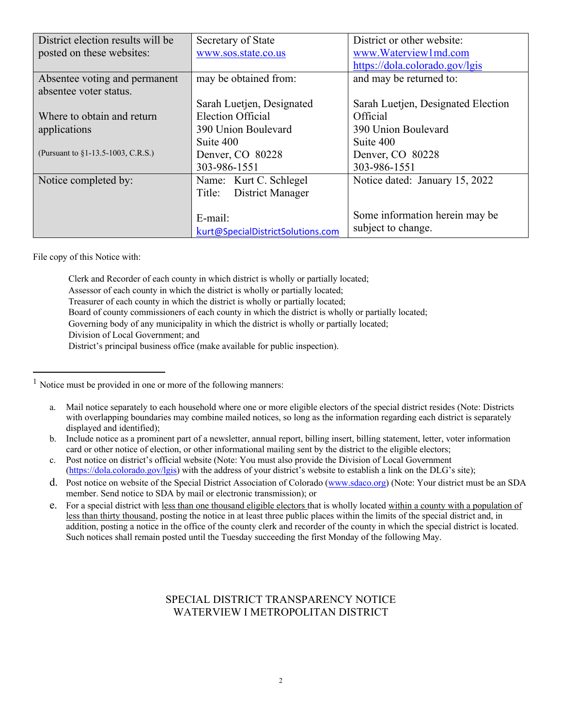| | | |
|---|---|---|
| District election results will be posted on these websites: | Secretary of State<br>www.sos.state.co.us | District or other website:<br>www.Waterview1md.com<br>https://dola.colorado.gov/lgis |
| Absentee voting and permanent absentee voter status.<br><br>Where to obtain and return applications<br><br>(Pursuant to §1-13.5-1003, C.R.S.) | may be obtained from:<br><br>Sarah Luetjen, Designated Election Official<br>390 Union Boulevard<br>Suite 400<br>Denver, CO 80228<br>303-986-1551 | and may be returned to:<br><br>Sarah Luetjen, Designated Election Official<br>390 Union Boulevard<br>Suite 400<br>Denver, CO 80228<br>303-986-1551 |
| Notice completed by: | Name: Kurt C. Schlegel<br>Title: District Manager<br><br>E-mail:<br>kurt@SpecialDistrictSolutions.com | Notice dated: January 15, 2022<br><br>Some information herein may be subject to change. |

File copy of this Notice with:

Clerk and Recorder of each county in which district is wholly or partially located;
Assessor of each county in which the district is wholly or partially located;
Treasurer of each county in which the district is wholly or partially located;
Board of county commissioners of each county in which the district is wholly or partially located;
Governing body of any municipality in which the district is wholly or partially located;
Division of Local Government; and
District's principal business office (make available for public inspection).

---

[1] Notice must be provided in one or more of the following manners:

a. Mail notice separately to each household where one or more eligible electors of the special district resides (Note: Districts with overlapping boundaries may combine mailed notices, so long as the information regarding each district is separately displayed and identified);
b. Include notice as a prominent part of a newsletter, annual report, billing insert, billing statement, letter, voter information card or other notice of election, or other informational mailing sent by the district to the eligible electors;
c. Post notice on district's official website (Note: You must also provide the Division of Local Government (https://dola.colorado.gov/lgis) with the address of your district's website to establish a link on the DLG's site);
d. Post notice on website of the Special District Association of Colorado (www.sdaco.org) (Note: Your district must be an SDA member. Send notice to SDA by mail or electronic transmission); or
e. For a special district with less than one thousand eligible electors that is wholly located within a county with a population of less than thirty thousand, posting the notice in at least three public places within the limits of the special district and, in addition, posting a notice in the office of the county clerk and recorder of the county in which the special district is located. Such notices shall remain posted until the Tuesday succeeding the first Monday of the following May.

SPECIAL DISTRICT TRANSPARENCY NOTICE
WATERVIEW I METROPOLITAN DISTRICT